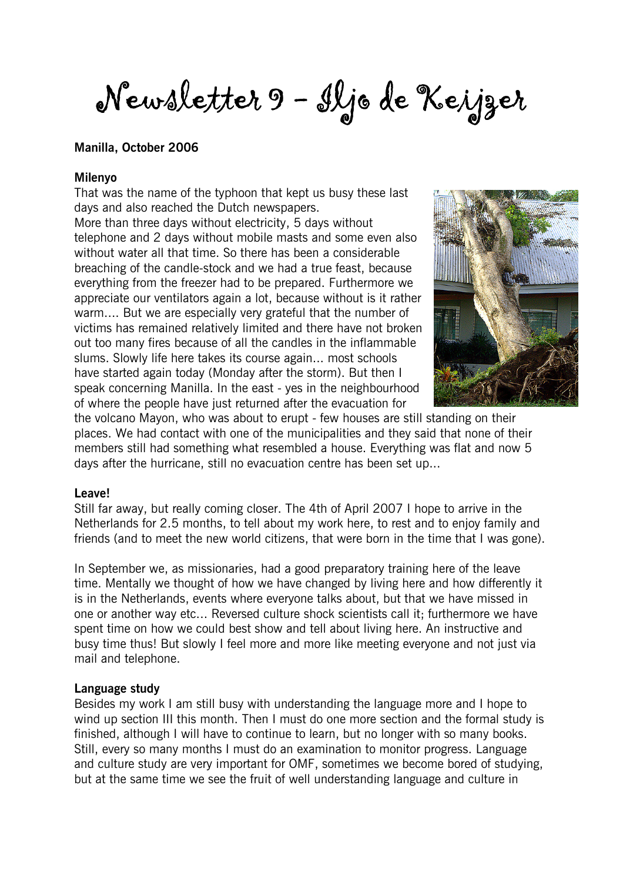# Newsletter 9 – Iljo de Keijzer

**Manilla, October 2006**

**Milenyo**

That was the name of the typhoon that kept us busy these last days and also reached the Dutch newspapers.
More than three days without electricity, 5 days without telephone and 2 days without mobile masts and some even also without water all that time. So there has been a considerable breaching of the candle-stock and we had a true feast, because everything from the freezer had to be prepared. Furthermore we appreciate our ventilators again a lot, because without is it rather warm.... But we are especially very grateful that the number of victims has remained relatively limited and there have not broken out too many fires because of all the candles in the inflammable slums. Slowly life here takes its course again... most schools have started again today (Monday after the storm). But then I speak concerning Manilla. In the east - yes in the neighbourhood of where the people have just returned after the evacuation for the volcano Mayon, who was about to erupt - few houses are still standing on their places. We had contact with one of the municipalities and they said that none of their members still had something what resembled a house. Everything was flat and now 5 days after the hurricane, still no evacuation centre has been set up...

**Leave!**

Still far away, but really coming closer. The 4th of April 2007 I hope to arrive in the Netherlands for 2.5 months, to tell about my work here, to rest and to enjoy family and friends (and to meet the new world citizens, that were born in the time that I was gone).

In September we, as missionaries, had a good preparatory training here of the leave time. Mentally we thought of how we have changed by living here and how differently it is in the Netherlands, events where everyone talks about, but that we have missed in one or another way etc... Reversed culture shock scientists call it; furthermore we have spent time on how we could best show and tell about living here. An instructive and busy time thus! But slowly I feel more and more like meeting everyone and not just via mail and telephone.

**Language study**

Besides my work I am still busy with understanding the language more and I hope to wind up section III this month. Then I must do one more section and the formal study is finished, although I will have to continue to learn, but no longer with so many books. Still, every so many months I must do an examination to monitor progress. Language and culture study are very important for OMF, sometimes we become bored of studying, but at the same time we see the fruit of well understanding language and culture in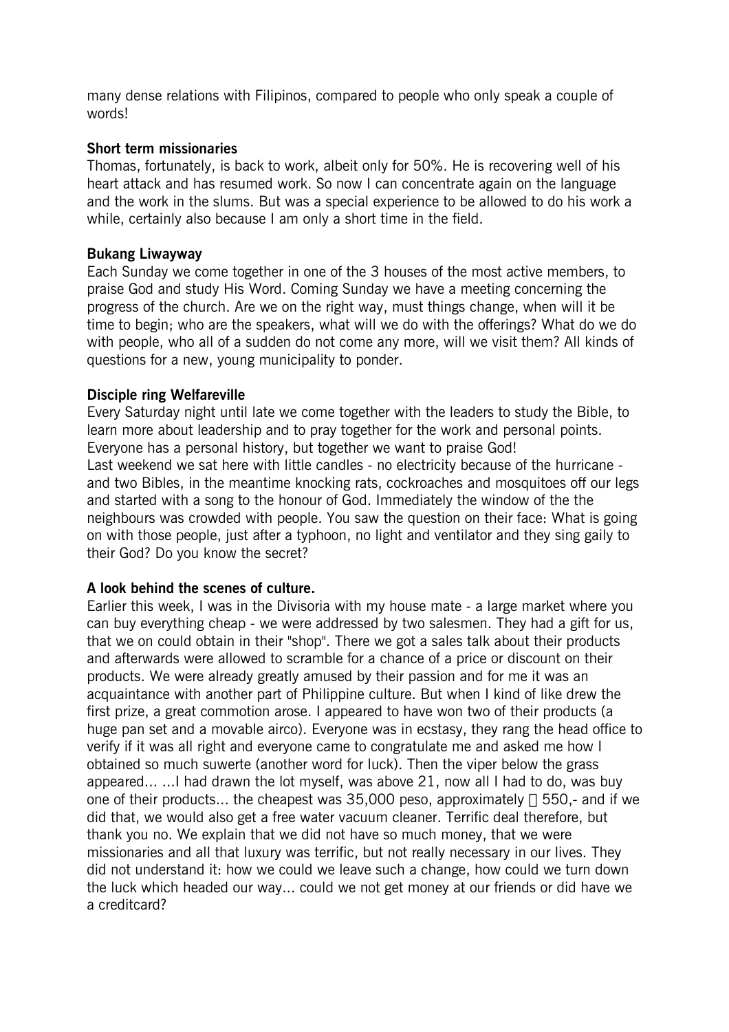many dense relations with Filipinos, compared to people who only speak a couple of words!

**Short term missionaries**

Thomas, fortunately, is back to work, albeit only for 50%. He is recovering well of his heart attack and has resumed work. So now I can concentrate again on the language and the work in the slums. But was a special experience to be allowed to do his work a while, certainly also because I am only a short time in the field.

**Bukang Liwayway**

Each Sunday we come together in one of the 3 houses of the most active members, to praise God and study His Word. Coming Sunday we have a meeting concerning the progress of the church. Are we on the right way, must things change, when will it be time to begin; who are the speakers, what will we do with the offerings? What do we do with people, who all of a sudden do not come any more, will we visit them? All kinds of questions for a new, young municipality to ponder.

**Disciple ring Welfareville**

Every Saturday night until late we come together with the leaders to study the Bible, to learn more about leadership and to pray together for the work and personal points. Everyone has a personal history, but together we want to praise God!
Last weekend we sat here with little candles - no electricity because of the hurricane - and two Bibles, in the meantime knocking rats, cockroaches and mosquitoes off our legs and started with a song to the honour of God. Immediately the window of the the neighbours was crowded with people. You saw the question on their face: What is going on with those people, just after a typhoon, no light and ventilator and they sing gaily to their God? Do you know the secret?

**A look behind the scenes of culture.**

Earlier this week, I was in the Divisoria with my house mate - a large market where you can buy everything cheap - we were addressed by two salesmen. They had a gift for us, that we on could obtain in their "shop". There we got a sales talk about their products and afterwards were allowed to scramble for a chance of a price or discount on their products. We were already greatly amused by their passion and for me it was an acquaintance with another part of Philippine culture. But when I kind of like drew the first prize, a great commotion arose. I appeared to have won two of their products (a huge pan set and a movable airco). Everyone was in ecstasy, they rang the head office to verify if it was all right and everyone came to congratulate me and asked me how I obtained so much suwerte (another word for luck). Then the viper below the grass appeared... ...I had drawn the lot myself, was above 21, now all I had to do, was buy one of their products... the cheapest was 35,000 peso, approximately € 550,- and if we did that, we would also get a free water vacuum cleaner. Terrific deal therefore, but thank you no. We explain that we did not have so much money, that we were missionaries and all that luxury was terrific, but not really necessary in our lives. They did not understand it: how we could we leave such a change, how could we turn down the luck which headed our way... could we not get money at our friends or did have we a creditcard?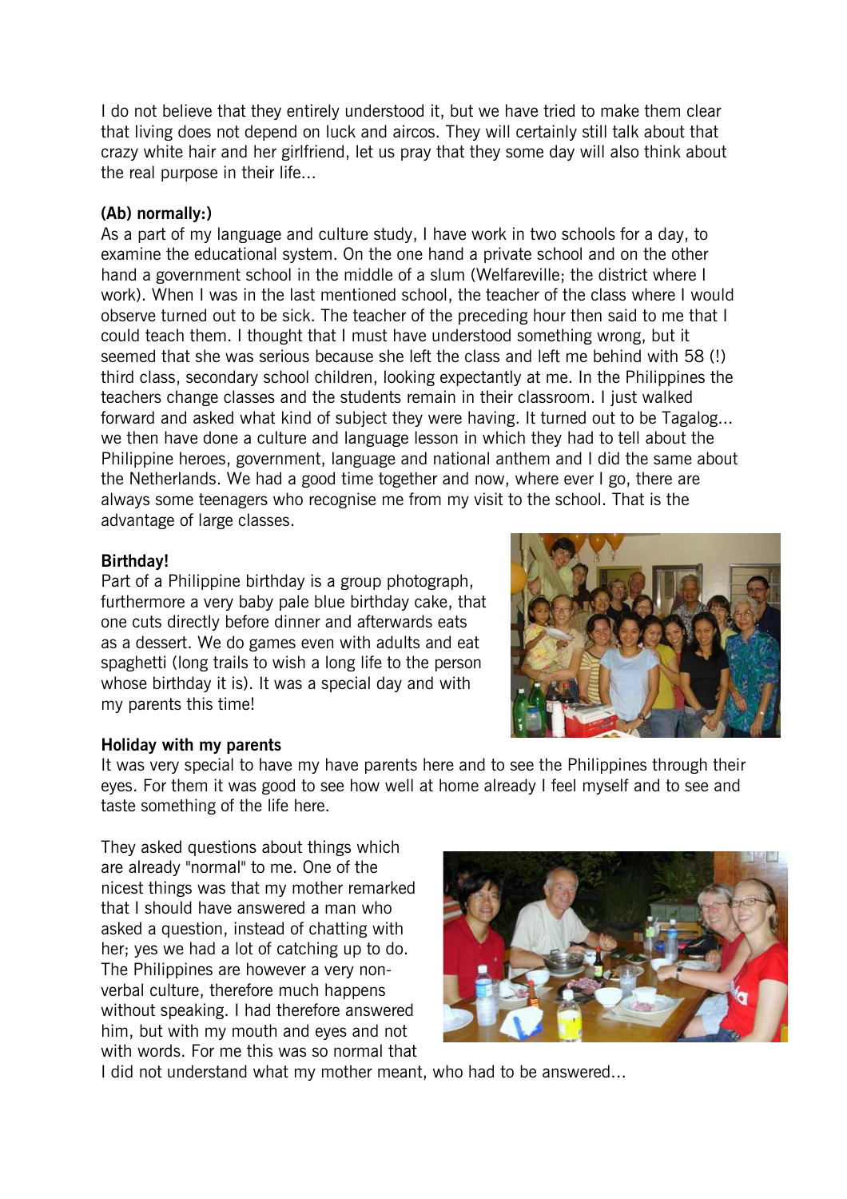I do not believe that they entirely understood it, but we have tried to make them clear that living does not depend on luck and aircos. They will certainly still talk about that crazy white hair and her girlfriend, let us pray that they some day will also think about the real purpose in their life...

**(Ab) normally:)**

As a part of my language and culture study, I have work in two schools for a day, to examine the educational system. On the one hand a private school and on the other hand a government school in the middle of a slum (Welfareville; the district where I work). When I was in the last mentioned school, the teacher of the class where I would observe turned out to be sick. The teacher of the preceding hour then said to me that I could teach them. I thought that I must have understood something wrong, but it seemed that she was serious because she left the class and left me behind with 58 (!) third class, secondary school children, looking expectantly at me. In the Philippines the teachers change classes and the students remain in their classroom. I just walked forward and asked what kind of subject they were having. It turned out to be Tagalog... we then have done a culture and language lesson in which they had to tell about the Philippine heroes, government, language and national anthem and I did the same about the Netherlands. We had a good time together and now, where ever I go, there are always some teenagers who recognise me from my visit to the school. That is the advantage of large classes.

**Birthday!**

Part of a Philippine birthday is a group photograph, furthermore a very baby pale blue birthday cake, that one cuts directly before dinner and afterwards eats as a dessert. We do games even with adults and eat spaghetti (long trails to wish a long life to the person whose birthday it is). It was a special day and with my parents this time!

**Holiday with my parents**

It was very special to have my have parents here and to see the Philippines through their eyes. For them it was good to see how well at home already I feel myself and to see and taste something of the life here.

They asked questions about things which are already "normal" to me. One of the nicest things was that my mother remarked that I should have answered a man who asked a question, instead of chatting with her; yes we had a lot of catching up to do. The Philippines are however a very non-verbal culture, therefore much happens without speaking. I had therefore answered him, but with my mouth and eyes and not with words. For me this was so normal that I did not understand what my mother meant, who had to be answered...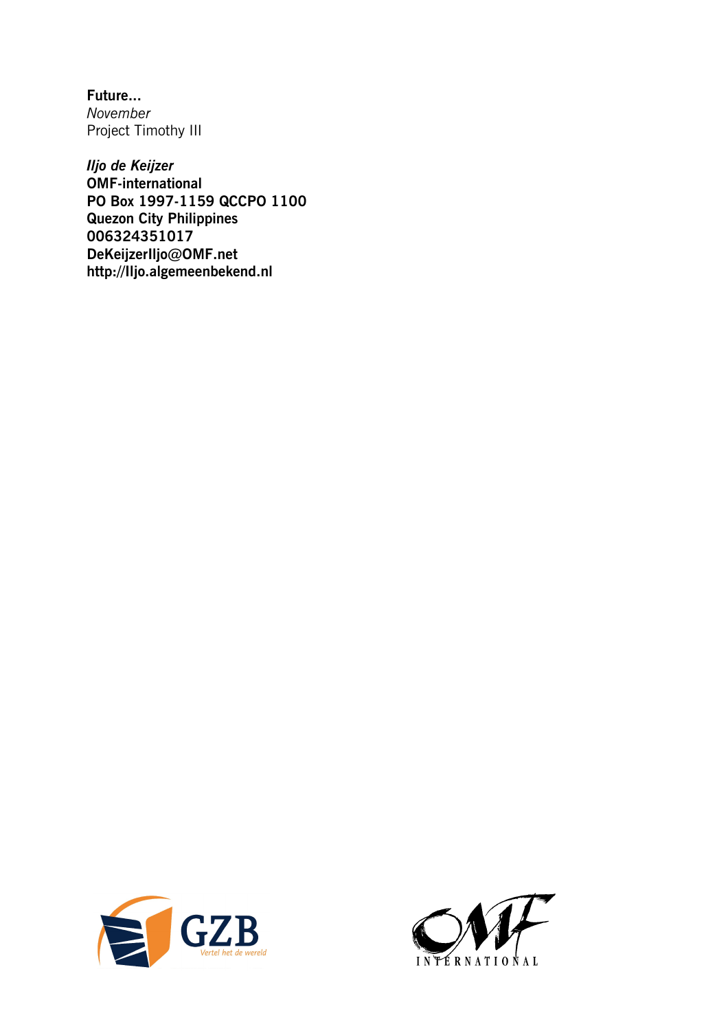**Future...**
*November*
Project Timothy III

***Iljo de Keijzer***
**OMF-international**
**PO Box 1997-1159 QCCPO 1100**
**Quezon City Philippines**
**006324351017**
**DeKeijzerIljo@OMF.net**
**http://Iljo.algemeenbekend.nl**

GZB
*Vertel het de wereld*

OMF
INTERNATIONAL